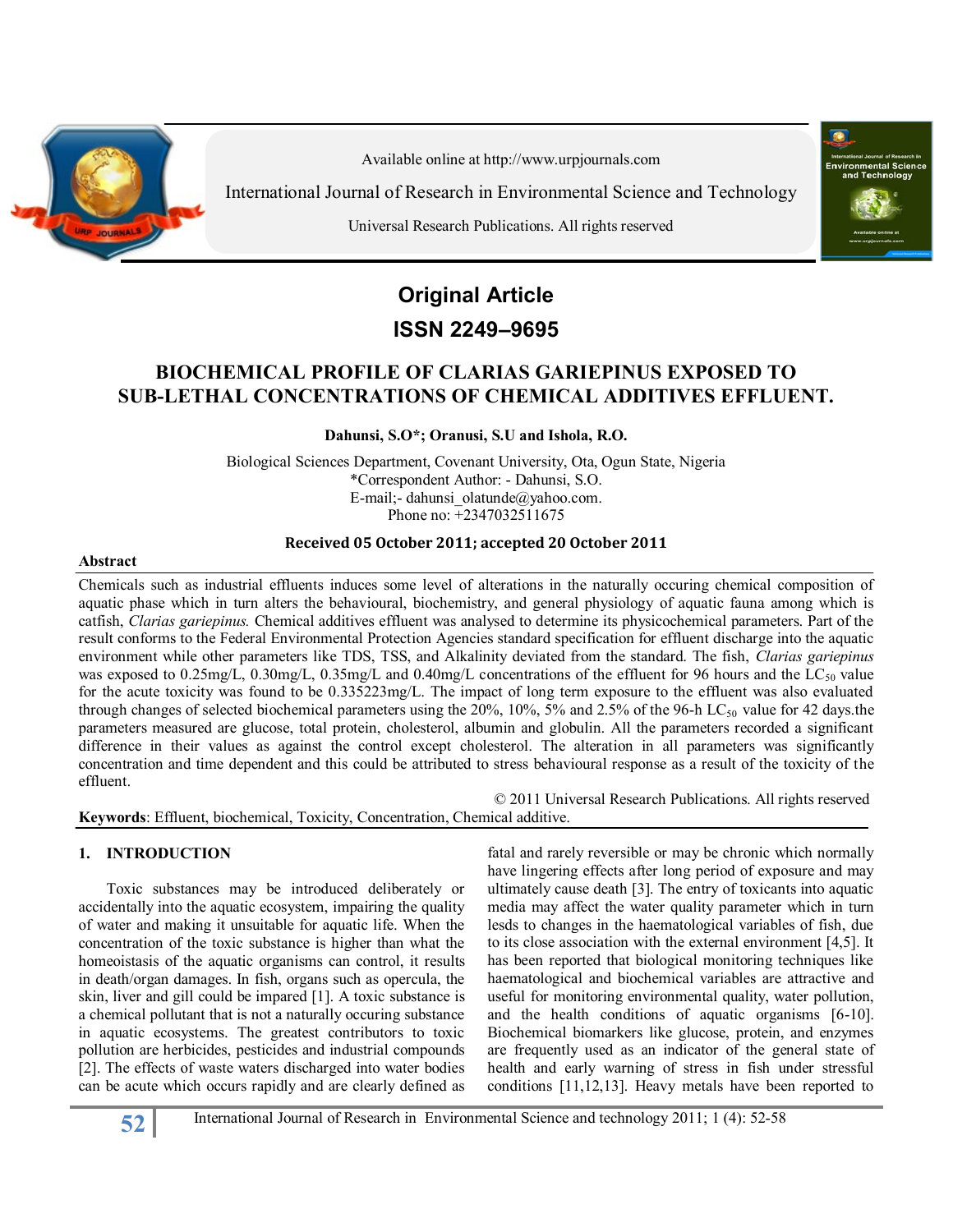Available online at http://www.urpjournals.com

International Journal of Research in Environmental Science and Technology

Universal Research Publications. All rights reserved

**Original Article**

**ISSN 2249–9695**

# BIOCHEMICAL PROFILE OF CLARIAS GARIEPINUS EXPOSED TO SUB-LETHAL CONCENTRATIONS OF CHEMICAL ADDITIVES EFFLUENT.

**Dahunsi, S.O\*; Oranusi, S.U and Ishola, R.O.**

Biological Sciences Department, Covenant University, Ota, Ogun State, Nigeria
\*Correspondent Author: - Dahunsi, S.O.
E-mail;- dahunsi_olatunde@yahoo.com.
Phone no: +2347032511675

**Received 05 October 2011; accepted 20 October 2011**

## Abstract

Chemicals such as industrial effluents induces some level of alterations in the naturally occuring chemical composition of aquatic phase which in turn alters the behavioural, biochemistry, and general physiology of aquatic fauna among which is catfish, *Clarias gariepinus.* Chemical additives effluent was analysed to determine its physicochemical parameters. Part of the result conforms to the Federal Environmental Protection Agencies standard specification for effluent discharge into the aquatic environment while other parameters like TDS, TSS, and Alkalinity deviated from the standard. The fish, *Clarias gariepinus* was exposed to 0.25mg/L, 0.30mg/L, 0.35mg/L and 0.40mg/L concentrations of the effluent for 96 hours and the $LC_{50}$ value for the acute toxicity was found to be 0.335223mg/L. The impact of long term exposure to the effluent was also evaluated through changes of selected biochemical parameters using the 20%, 10%, 5% and 2.5% of the 96-h $LC_{50}$ value for 42 days.the parameters measured are glucose, total protein, cholesterol, albumin and globulin. All the parameters recorded a significant difference in their values as against the control except cholesterol. The alteration in all parameters was significantly concentration and time dependent and this could be attributed to stress behavioural response as a result of the toxicity of the effluent.

© 2011 Universal Research Publications. All rights reserved

**Keywords**: Effluent, biochemical, Toxicity, Concentration, Chemical additive.

## 1. INTRODUCTION

Toxic substances may be introduced deliberately or accidentally into the aquatic ecosystem, impairing the quality of water and making it unsuitable for aquatic life. When the concentration of the toxic substance is higher than what the homeoistasis of the aquatic organisms can control, it results in death/organ damages. In fish, organs such as opercula, the skin, liver and gill could be impared [1]. A toxic substance is a chemical pollutant that is not a naturally occuring substance in aquatic ecosystems. The greatest contributors to toxic pollution are herbicides, pesticides and industrial compounds [2]. The effects of waste waters discharged into water bodies can be acute which occurs rapidly and are clearly defined as fatal and rarely reversible or may be chronic which normally have lingering effects after long period of exposure and may ultimately cause death [3]. The entry of toxicants into aquatic media may affect the water quality parameter which in turn lesds to changes in the haematological variables of fish, due to its close association with the external environment [4,5]. It has been reported that biological monitoring techniques like haematological and biochemical variables are attractive and useful for monitoring environmental quality, water pollution, and the health conditions of aquatic organisms [6-10]. Biochemical biomarkers like glucose, protein, and enzymes are frequently used as an indicator of the general state of health and early warning of stress in fish under stressful conditions [11,12,13]. Heavy metals have been reported to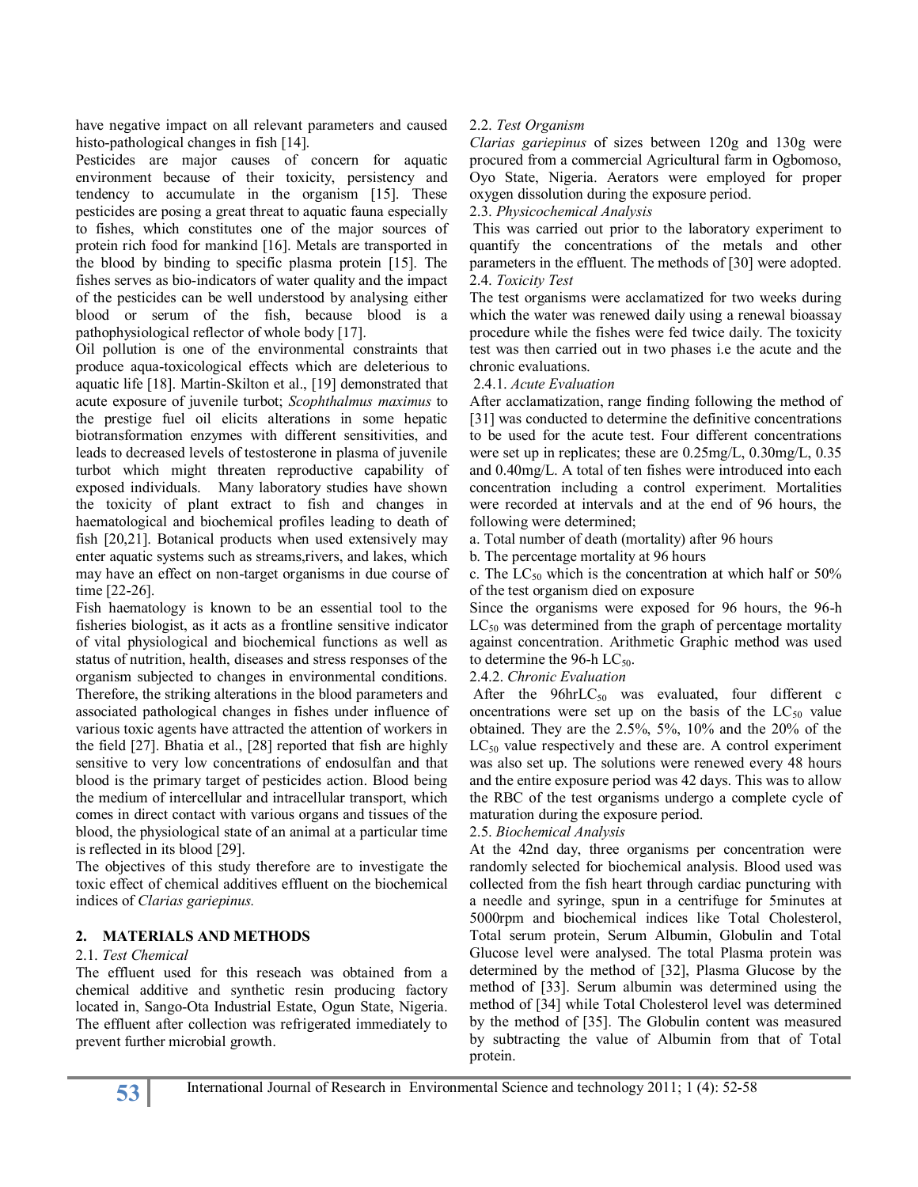have negative impact on all relevant parameters and caused histo-pathological changes in fish [14].

Pesticides are major causes of concern for aquatic environment because of their toxicity, persistency and tendency to accumulate in the organism [15]. These pesticides are posing a great threat to aquatic fauna especially to fishes, which constitutes one of the major sources of protein rich food for mankind [16]. Metals are transported in the blood by binding to specific plasma protein [15]. The fishes serves as bio-indicators of water quality and the impact of the pesticides can be well understood by analysing either blood or serum of the fish, because blood is a pathophysiological reflector of whole body [17].

Oil pollution is one of the environmental constraints that produce aqua-toxicological effects which are deleterious to aquatic life [18]. Martin-Skilton et al., [19] demonstrated that acute exposure of juvenile turbot; *Scophthalmus maximus* to the prestige fuel oil elicits alterations in some hepatic biotransformation enzymes with different sensitivities, and leads to decreased levels of testosterone in plasma of juvenile turbot which might threaten reproductive capability of exposed individuals. Many laboratory studies have shown the toxicity of plant extract to fish and changes in haematological and biochemical profiles leading to death of fish [20,21]. Botanical products when used extensively may enter aquatic systems such as streams,rivers, and lakes, which may have an effect on non-target organisms in due course of time [22-26].

Fish haematology is known to be an essential tool to the fisheries biologist, as it acts as a frontline sensitive indicator of vital physiological and biochemical functions as well as status of nutrition, health, diseases and stress responses of the organism subjected to changes in environmental conditions. Therefore, the striking alterations in the blood parameters and associated pathological changes in fishes under influence of various toxic agents have attracted the attention of workers in the field [27]. Bhatia et al., [28] reported that fish are highly sensitive to very low concentrations of endosulfan and that blood is the primary target of pesticides action. Blood being the medium of intercellular and intracellular transport, which comes in direct contact with various organs and tissues of the blood, the physiological state of an animal at a particular time is reflected in its blood [29].

The objectives of this study therefore are to investigate the toxic effect of chemical additives effluent on the biochemical indices of *Clarias gariepinus.*

## 2. MATERIALS AND METHODS

### 2.1. *Test Chemical*

The effluent used for this reseach was obtained from a chemical additive and synthetic resin producing factory located in, Sango-Ota Industrial Estate, Ogun State, Nigeria. The effluent after collection was refrigerated immediately to prevent further microbial growth.

### 2.2. *Test Organism*

*Clarias gariepinus* of sizes between 120g and 130g were procured from a commercial Agricultural farm in Ogbomoso, Oyo State, Nigeria. Aerators were employed for proper oxygen dissolution during the exposure period.

### 2.3. *Physicochemical Analysis*

This was carried out prior to the laboratory experiment to quantify the concentrations of the metals and other parameters in the effluent. The methods of [30] were adopted.

### 2.4. *Toxicity Test*

The test organisms were acclamatized for two weeks during which the water was renewed daily using a renewal bioassay procedure while the fishes were fed twice daily. The toxicity test was then carried out in two phases i.e the acute and the chronic evaluations.

#### 2.4.1. *Acute Evaluation*

After acclamatization, range finding following the method of [31] was conducted to determine the definitive concentrations to be used for the acute test. Four different concentrations were set up in replicates; these are 0.25mg/L, 0.30mg/L, 0.35 and 0.40mg/L. A total of ten fishes were introduced into each concentration including a control experiment. Mortalities were recorded at intervals and at the end of 96 hours, the following were determined;

a. Total number of death (mortality) after 96 hours

b. The percentage mortality at 96 hours

c. The $LC_{50}$ which is the concentration at which half or 50% of the test organism died on exposure

Since the organisms were exposed for 96 hours, the 96-h $LC_{50}$ was determined from the graph of percentage mortality against concentration. Arithmetic Graphic method was used to determine the 96-h $LC_{50}$.

#### 2.4.2. *Chronic Evaluation*

After the 96hr$LC_{50}$ was evaluated, four different c oncentrations were set up on the basis of the $LC_{50}$ value obtained. They are the 2.5%, 5%, 10% and the 20% of the $LC_{50}$ value respectively and these are. A control experiment was also set up. The solutions were renewed every 48 hours and the entire exposure period was 42 days. This was to allow the RBC of the test organisms undergo a complete cycle of maturation during the exposure period.

### 2.5. *Biochemical Analysis*

At the 42nd day, three organisms per concentration were randomly selected for biochemical analysis. Blood used was collected from the fish heart through cardiac puncturing with a needle and syringe, spun in a centrifuge for 5minutes at 5000rpm and biochemical indices like Total Cholesterol, Total serum protein, Serum Albumin, Globulin and Total Glucose level were analysed. The total Plasma protein was determined by the method of [32], Plasma Glucose by the method of [33]. Serum albumin was determined using the method of [34] while Total Cholesterol level was determined by the method of [35]. The Globulin content was measured by subtracting the value of Albumin from that of Total protein.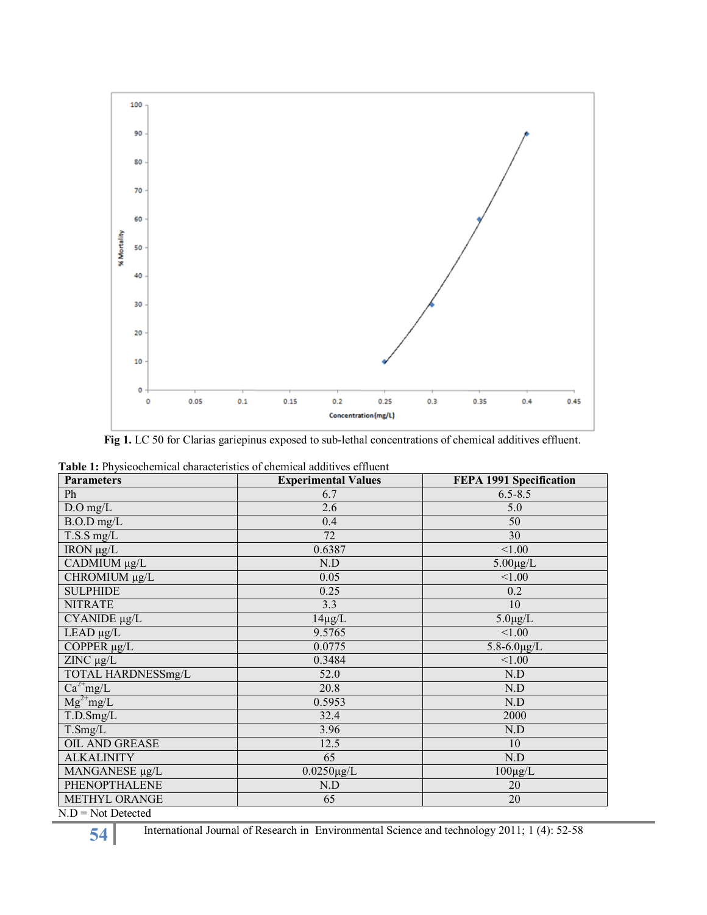Fig 1. LC 50 for Clarias gariepinus exposed to sub-lethal concentrations of chemical additives effluent.

**Table 1:** Physicochemical characteristics of chemical additives effluent

| Parameters | Experimental Values | FEPA 1991 Specification |
|---|---|---|
| Ph | 6.7 | 6.5-8.5 |
| D.O mg/L | 2.6 | 5.0 |
| B.O.D mg/L | 0.4 | 50 |
| T.S.S mg/L | 72 | 30 |
| IRON μg/L | 0.6387 | <1.00 |
| CADMIUM μg/L | N.D | 5.00μg/L |
| CHROMIUM μg/L | 0.05 | <1.00 |
| SULPHIDE | 0.25 | 0.2 |
| NITRATE | 3.3 | 10 |
| CYANIDE μg/L | 14μg/L | 5.0μg/L |
| LEAD μg/L | 9.5765 | <1.00 |
| COPPER μg/L | 0.0775 | 5.8-6.0μg/L |
| ZINC μg/L | 0.3484 | <1.00 |
| TOTAL HARDNESSmg/L | 52.0 | N.D |
| $Ca^{2+}$mg/L | 20.8 | N.D |
| $Mg^{2+}$mg/L | 0.5953 | N.D |
| T.D.Smg/L | 32.4 | 2000 |
| T.Smg/L | 3.96 | N.D |
| OIL AND GREASE | 12.5 | 10 |
| ALKALINITY | 65 | N.D |
| MANGANESE μg/L | 0.0250μg/L | 100μg/L |
| PHENOPTHALENE | N.D | 20 |
| METHYL ORANGE | 65 | 20 |

N.D = Not Detected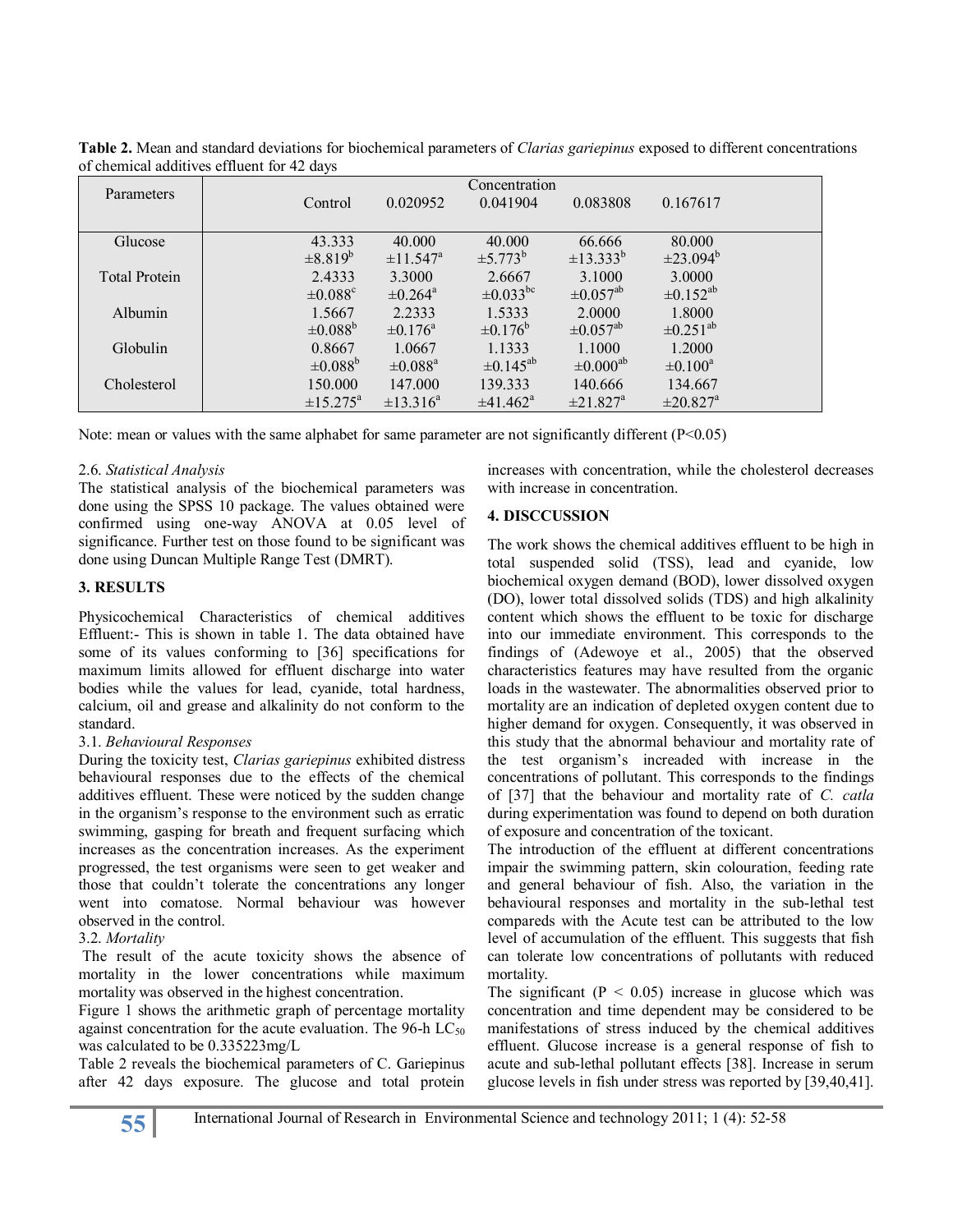**Table 2.** Mean and standard deviations for biochemical parameters of *Clarias gariepinus* exposed to different concentrations of chemical additives effluent for 42 days

| Parameters | Concentration | | | | |
|---|---|---|---|---|---|
| | Control | 0.020952 | 0.041904 | 0.083808 | 0.167617 |
| Glucose | 43.333 $\pm 8.819^{b}$ | 40.000 $\pm 11.547^{a}$ | 40.000 $\pm 5.773^{b}$ | 66.666 $\pm 13.333^{b}$ | 80.000 $\pm 23.094^{b}$ |
| Total Protein | 2.4333 $\pm 0.088^{c}$ | 3.3000 $\pm 0.264^{a}$ | 2.6667 $\pm 0.033^{bc}$ | 3.1000 $\pm 0.057^{ab}$ | 3.0000 $\pm 0.152^{ab}$ |
| Albumin | 1.5667 $\pm 0.088^{b}$ | 2.2333 $\pm 0.176^{a}$ | 1.5333 $\pm 0.176^{b}$ | 2.0000 $\pm 0.057^{ab}$ | 1.8000 $\pm 0.251^{ab}$ |
| Globulin | 0.8667 $\pm 0.088^{b}$ | 1.0667 $\pm 0.088^{a}$ | 1.1333 $\pm 0.145^{ab}$ | 1.1000 $\pm 0.000^{ab}$ | 1.2000 $\pm 0.100^{a}$ |
| Cholesterol | 150.000 $\pm 15.275^{a}$ | 147.000 $\pm 13.316^{a}$ | 139.333 $\pm 41.462^{a}$ | 140.666 $\pm 21.827^{a}$ | 134.667 $\pm 20.827^{a}$ |

Note: mean or values with the same alphabet for same parameter are not significantly different ($P<0.05$)

### 2.6. *Statistical Analysis*

The statistical analysis of the biochemical parameters was done using the SPSS 10 package. The values obtained were confirmed using one-way ANOVA at 0.05 level of significance. Further test on those found to be significant was done using Duncan Multiple Range Test (DMRT).

## 3. RESULTS

Physicochemical Characteristics of chemical additives Effluent:- This is shown in table 1. The data obtained have some of its values conforming to [36] specifications for maximum limits allowed for effluent discharge into water bodies while the values for lead, cyanide, total hardness, calcium, oil and grease and alkalinity do not conform to the standard.

### 3.1. *Behavioural Responses*

During the toxicity test, *Clarias gariepinus* exhibited distress behavioural responses due to the effects of the chemical additives effluent. These were noticed by the sudden change in the organism's response to the environment such as erratic swimming, gasping for breath and frequent surfacing which increases as the concentration increases. As the experiment progressed, the test organisms were seen to get weaker and those that couldn't tolerate the concentrations any longer went into comatose. Normal behaviour was however observed in the control.

### 3.2. *Mortality*

The result of the acute toxicity shows the absence of mortality in the lower concentrations while maximum mortality was observed in the highest concentration.

Figure 1 shows the arithmetic graph of percentage mortality against concentration for the acute evaluation. The 96-h $LC_{50}$ was calculated to be 0.335223mg/L

Table 2 reveals the biochemical parameters of C. Gariepinus after 42 days exposure. The glucose and total protein increases with concentration, while the cholesterol decreases with increase in concentration.

## 4. DISCCUSSION

The work shows the chemical additives effluent to be high in total suspended solid (TSS), lead and cyanide, low biochemical oxygen demand (BOD), lower dissolved oxygen (DO), lower total dissolved solids (TDS) and high alkalinity content which shows the effluent to be toxic for discharge into our immediate environment. This corresponds to the findings of (Adewoye et al., 2005) that the observed characteristics features may have resulted from the organic loads in the wastewater. The abnormalities observed prior to mortality are an indication of depleted oxygen content due to higher demand for oxygen. Consequently, it was observed in this study that the abnormal behaviour and mortality rate of the test organism's increaded with increase in the concentrations of pollutant. This corresponds to the findings of [37] that the behaviour and mortality rate of *C. catla* during experimentation was found to depend on both duration of exposure and concentration of the toxicant.

The introduction of the effluent at different concentrations impair the swimming pattern, skin colouration, feeding rate and general behaviour of fish. Also, the variation in the behavioural responses and mortality in the sub-lethal test compareds with the Acute test can be attributed to the low level of accumulation of the effluent. This suggests that fish can tolerate low concentrations of pollutants with reduced mortality.

The significant ($P < 0.05$) increase in glucose which was concentration and time dependent may be considered to be manifestations of stress induced by the chemical additives effluent. Glucose increase is a general response of fish to acute and sub-lethal pollutant effects [38]. Increase in serum glucose levels in fish under stress was reported by [39,40,41].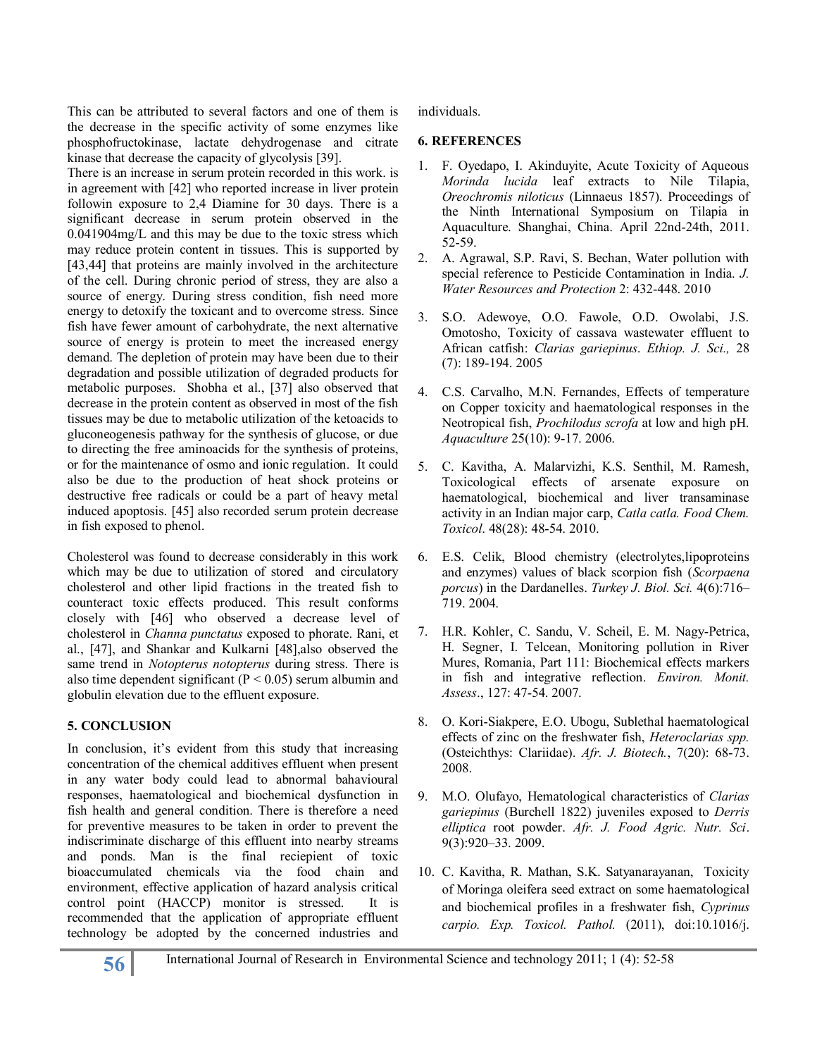This can be attributed to several factors and one of them is the decrease in the specific activity of some enzymes like phosphofructokinase, lactate dehydrogenase and citrate kinase that decrease the capacity of glycolysis [39].

There is an increase in serum protein recorded in this work. is in agreement with [42] who reported increase in liver protein followin exposure to 2,4 Diamine for 30 days. There is a significant decrease in serum protein observed in the 0.041904mg/L and this may be due to the toxic stress which may reduce protein content in tissues. This is supported by [43,44] that proteins are mainly involved in the architecture of the cell. During chronic period of stress, they are also a source of energy. During stress condition, fish need more energy to detoxify the toxicant and to overcome stress. Since fish have fewer amount of carbohydrate, the next alternative source of energy is protein to meet the increased energy demand. The depletion of protein may have been due to their degradation and possible utilization of degraded products for metabolic purposes. Shobha et al., [37] also observed that decrease in the protein content as observed in most of the fish tissues may be due to metabolic utilization of the ketoacids to gluconeogenesis pathway for the synthesis of glucose, or due to directing the free aminoacids for the synthesis of proteins, or for the maintenance of osmo and ionic regulation. It could also be due to the production of heat shock proteins or destructive free radicals or could be a part of heavy metal induced apoptosis. [45] also recorded serum protein decrease in fish exposed to phenol.

Cholesterol was found to decrease considerably in this work which may be due to utilization of stored and circulatory cholesterol and other lipid fractions in the treated fish to counteract toxic effects produced. This result conforms closely with [46] who observed a decrease level of cholesterol in *Channa punctatus* exposed to phorate. Rani, et al., [47], and Shankar and Kulkarni [48],also observed the same trend in *Notopterus notopterus* during stress. There is also time dependent significant ($P < 0.05$) serum albumin and globulin elevation due to the effluent exposure.

## 5. CONCLUSION

In conclusion, it's evident from this study that increasing concentration of the chemical additives effluent when present in any water body could lead to abnormal bahavioural responses, haematological and biochemical dysfunction in fish health and general condition. There is therefore a need for preventive measures to be taken in order to prevent the indiscriminate discharge of this effluent into nearby streams and ponds. Man is the final reciepient of toxic bioaccumulated chemicals via the food chain and environment, effective application of hazard analysis critical control point (HACCP) monitor is stressed. It is recommended that the application of appropriate effluent technology be adopted by the concerned industries and individuals.

## 6. REFERENCES

1. F. Oyedapo, I. Akinduyite, Acute Toxicity of Aqueous *Morinda lucida* leaf extracts to Nile Tilapia, *Oreochromis niloticus* (Linnaeus 1857). Proceedings of the Ninth International Symposium on Tilapia in Aquaculture. Shanghai, China. April 22nd-24th, 2011. 52-59.
2. A. Agrawal, S.P. Ravi, S. Bechan, Water pollution with special reference to Pesticide Contamination in India. *J. Water Resources and Protection* 2: 432-448. 2010
3. S.O. Adewoye, O.O. Fawole, O.D. Owolabi, J.S. Omotosho, Toxicity of cassava wastewater effluent to African catfish: *Clarias gariepinus*. *Ethiop. J. Sci.,* 28 (7): 189-194. 2005
4. C.S. Carvalho, M.N. Fernandes, Effects of temperature on Copper toxicity and haematological responses in the Neotropical fish, *Prochilodus scrofa* at low and high pH. *Aquaculture* 25(10): 9-17. 2006.
5. C. Kavitha, A. Malarvizhi, K.S. Senthil, M. Ramesh, Toxicological effects of arsenate exposure on haematological, biochemical and liver transaminase activity in an Indian major carp, *Catla catla. Food Chem. Toxicol*. 48(28): 48-54. 2010.
6. E.S. Celik, Blood chemistry (electrolytes,lipoproteins and enzymes) values of black scorpion fish (*Scorpaena porcus*) in the Dardanelles. *Turkey J. Biol. Sci.* 4(6):716–719. 2004.
7. H.R. Kohler, C. Sandu, V. Scheil, E. M. Nagy-Petrica, H. Segner, I. Telcean, Monitoring pollution in River Mures, Romania, Part 111: Biochemical effects markers in fish and integrative reflection. *Environ. Monit. Assess*., 127: 47-54. 2007.
8. O. Kori-Siakpere, E.O. Ubogu, Sublethal haematological effects of zinc on the freshwater fish, *Heteroclarias spp.* (Osteichthys: Clariidae). *Afr. J. Biotech.*, 7(20): 68-73. 2008.
9. M.O. Olufayo, Hematological characteristics of *Clarias gariepinus* (Burchell 1822) juveniles exposed to *Derris elliptica* root powder. *Afr. J. Food Agric. Nutr. Sci*. 9(3):920–33. 2009.
10. C. Kavitha, R. Mathan, S.K. Satyanarayanan, Toxicity of Moringa oleifera seed extract on some haematological and biochemical profiles in a freshwater fish, *Cyprinus carpio. Exp. Toxicol. Pathol.* (2011), doi:10.1016/j.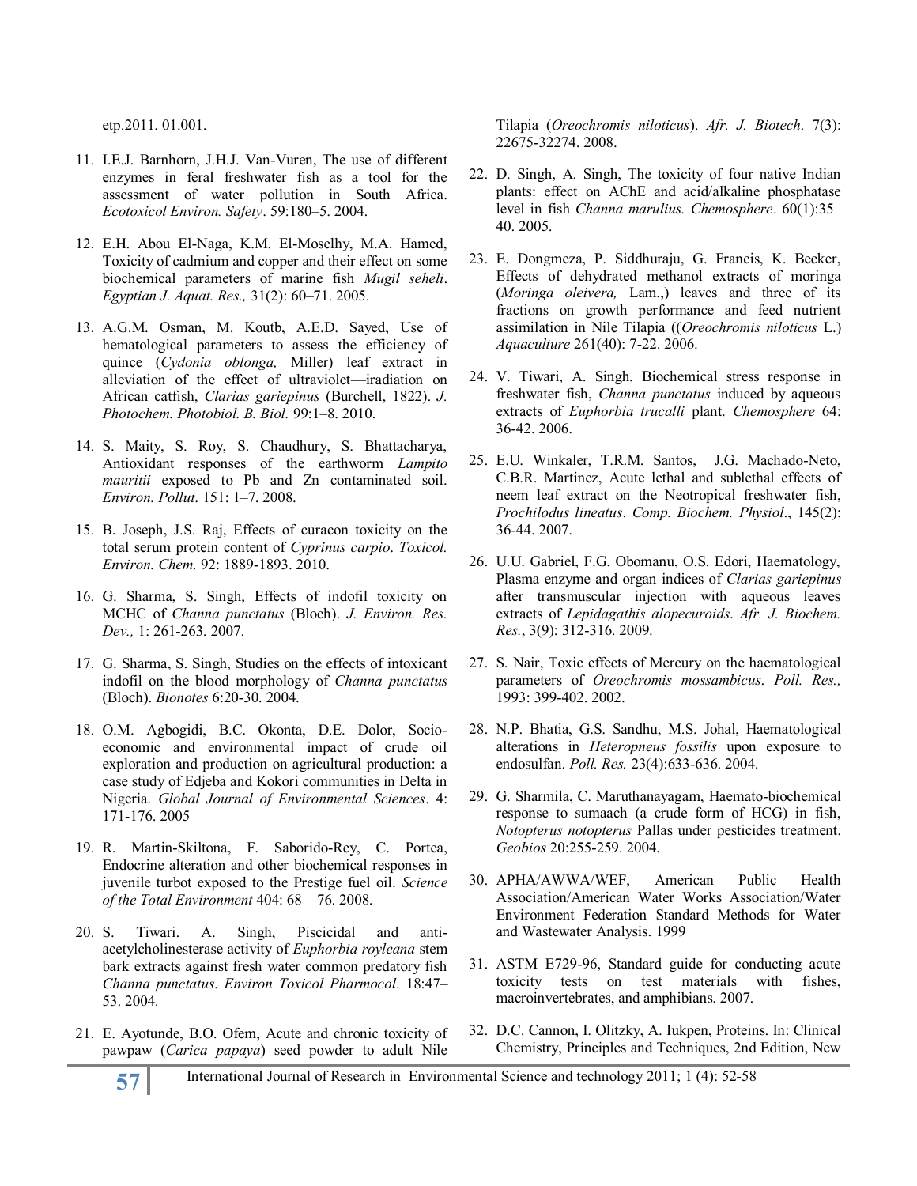etp.2011. 01.001.

11. I.E.J. Barnhorn, J.H.J. Van-Vuren, The use of different enzymes in feral freshwater fish as a tool for the assessment of water pollution in South Africa. *Ecotoxicol Environ. Safety*. 59:180–5. 2004.

12. E.H. Abou El-Naga, K.M. El-Moselhy, M.A. Hamed, Toxicity of cadmium and copper and their effect on some biochemical parameters of marine fish *Mugil seheli*. *Egyptian J. Aquat. Res.,* 31(2): 60–71. 2005.

13. A.G.M. Osman, M. Koutb, A.E.D. Sayed, Use of hematological parameters to assess the efficiency of quince (*Cydonia oblonga,* Miller) leaf extract in alleviation of the effect of ultraviolet—iradiation on African catfish, *Clarias gariepinus* (Burchell, 1822). *J. Photochem. Photobiol. B. Biol.* 99:1–8. 2010.

14. S. Maity, S. Roy, S. Chaudhury, S. Bhattacharya, Antioxidant responses of the earthworm *Lampito mauritii* exposed to Pb and Zn contaminated soil. *Environ. Pollut*. 151: 1–7. 2008.

15. B. Joseph, J.S. Raj, Effects of curacon toxicity on the total serum protein content of *Cyprinus carpio*. *Toxicol. Environ. Chem.* 92: 1889-1893. 2010.

16. G. Sharma, S. Singh, Effects of indofil toxicity on MCHC of *Channa punctatus* (Bloch). *J. Environ. Res. Dev.,* 1: 261-263. 2007.

17. G. Sharma, S. Singh, Studies on the effects of intoxicant indofil on the blood morphology of *Channa punctatus* (Bloch). *Bionotes* 6:20-30. 2004.

18. O.M. Agbogidi, B.C. Okonta, D.E. Dolor, Socio-economic and environmental impact of crude oil exploration and production on agricultural production: a case study of Edjeba and Kokori communities in Delta in Nigeria. *Global Journal of Environmental Sciences*. 4: 171-176. 2005

19. R. Martin-Skiltona, F. Saborido-Rey, C. Portea, Endocrine alteration and other biochemical responses in juvenile turbot exposed to the Prestige fuel oil. *Science of the Total Environment* 404: 68 – 76. 2008.

20. S. Tiwari. A. Singh, Piscicidal and anti-acetylcholinesterase activity of *Euphorbia royleana* stem bark extracts against fresh water common predatory fish *Channa punctatus*. *Environ Toxicol Pharmocol*. 18:47–53. 2004.

21. E. Ayotunde, B.O. Ofem, Acute and chronic toxicity of pawpaw (*Carica papaya*) seed powder to adult Nile Tilapia (*Oreochromis niloticus*). *Afr. J. Biotech*. 7(3): 22675-32274. 2008.

22. D. Singh, A. Singh, The toxicity of four native Indian plants: effect on AChE and acid/alkaline phosphatase level in fish *Channa marulius. Chemosphere*. 60(1):35–40. 2005.

23. E. Dongmeza, P. Siddhuraju, G. Francis, K. Becker, Effects of dehydrated methanol extracts of moringa (*Moringa oleivera,* Lam.,) leaves and three of its fractions on growth performance and feed nutrient assimilation in Nile Tilapia ((*Oreochromis niloticus* L.) *Aquaculture* 261(40): 7-22. 2006.

24. V. Tiwari, A. Singh, Biochemical stress response in freshwater fish, *Channa punctatus* induced by aqueous extracts of *Euphorbia trucalli* plant. *Chemosphere* 64: 36-42. 2006.

25. E.U. Winkaler, T.R.M. Santos, J.G. Machado-Neto, C.B.R. Martinez, Acute lethal and sublethal effects of neem leaf extract on the Neotropical freshwater fish, *Prochilodus lineatus*. *Comp. Biochem. Physiol*., 145(2): 36-44. 2007.

26. U.U. Gabriel, F.G. Obomanu, O.S. Edori, Haematology, Plasma enzyme and organ indices of *Clarias gariepinus* after transmuscular injection with aqueous leaves extracts of *Lepidagathis alopecuroids*. *Afr. J. Biochem. Res.*, 3(9): 312-316. 2009.

27. S. Nair, Toxic effects of Mercury on the haematological parameters of *Oreochromis mossambicus*. *Poll. Res.,* 1993: 399-402. 2002.

28. N.P. Bhatia, G.S. Sandhu, M.S. Johal, Haematological alterations in *Heteropneus fossilis* upon exposure to endosulfan. *Poll. Res.* 23(4):633-636. 2004.

29. G. Sharmila, C. Maruthanayagam, Haemato-biochemical response to sumaach (a crude form of HCG) in fish, *Notopterus notopterus* Pallas under pesticides treatment. *Geobios* 20:255-259. 2004.

30. APHA/AWWA/WEF, American Public Health Association/American Water Works Association/Water Environment Federation Standard Methods for Water and Wastewater Analysis. 1999

31. ASTM E729-96, Standard guide for conducting acute toxicity tests on test materials with fishes, macroinvertebrates, and amphibians. 2007.

32. D.C. Cannon, I. Olitzky, A. Iukpen, Proteins. In: Clinical Chemistry, Principles and Techniques, 2nd Edition, New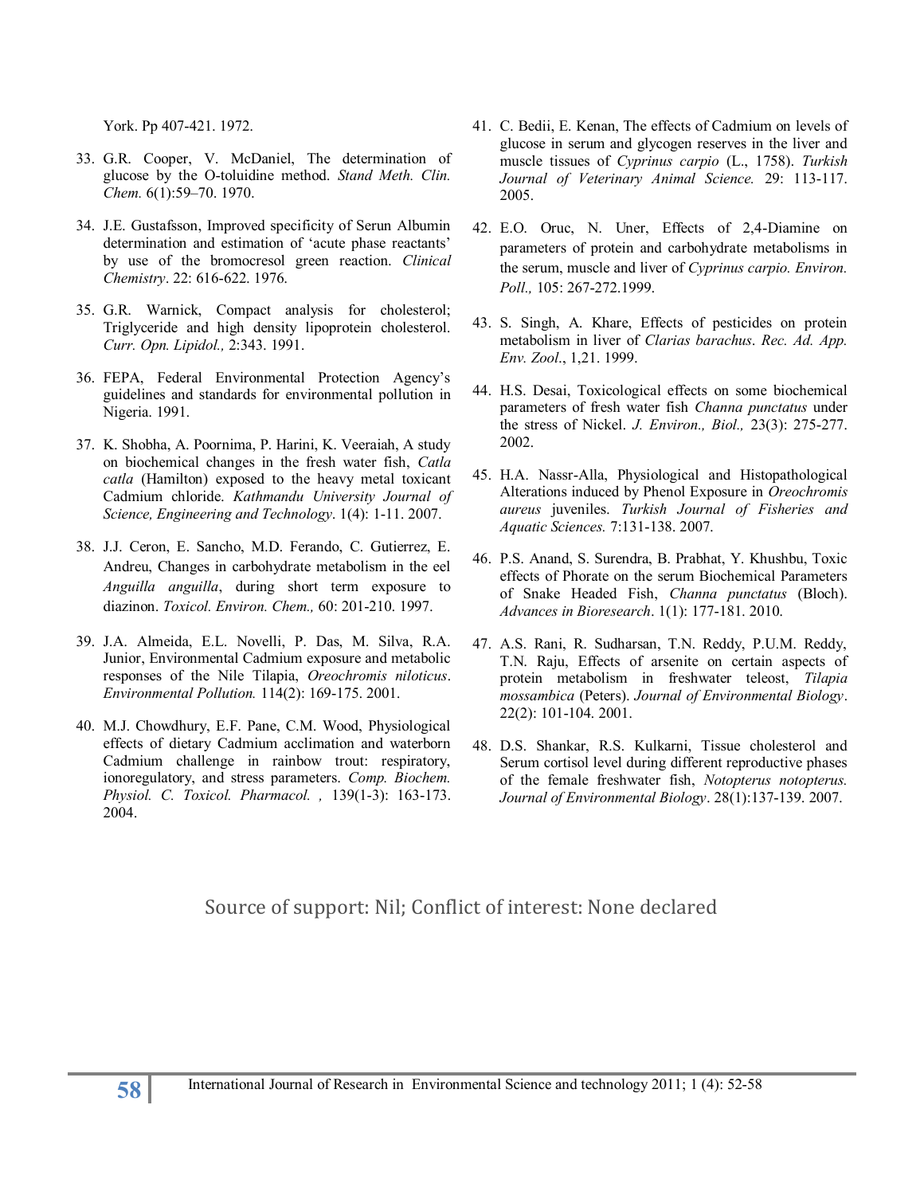York. Pp 407-421. 1972.

33. G.R. Cooper, V. McDaniel, The determination of glucose by the O-toluidine method. *Stand Meth. Clin. Chem.* 6(1):59–70. 1970.

34. J.E. Gustafsson, Improved specificity of Serun Albumin determination and estimation of 'acute phase reactants' by use of the bromocresol green reaction. *Clinical Chemistry*. 22: 616-622. 1976.

35. G.R. Warnick, Compact analysis for cholesterol; Triglyceride and high density lipoprotein cholesterol. *Curr. Opn. Lipidol.,* 2:343. 1991.

36. FEPA, Federal Environmental Protection Agency's guidelines and standards for environmental pollution in Nigeria. 1991.

37. K. Shobha, A. Poornima, P. Harini, K. Veeraiah, A study on biochemical changes in the fresh water fish, *Catla catla* (Hamilton) exposed to the heavy metal toxicant Cadmium chloride. *Kathmandu University Journal of Science, Engineering and Technology*. 1(4): 1-11. 2007.

38. J.J. Ceron, E. Sancho, M.D. Ferando, C. Gutierrez, E. Andreu, Changes in carbohydrate metabolism in the eel *Anguilla anguilla*, during short term exposure to diazinon. *Toxicol. Environ. Chem.,* 60: 201-210. 1997.

39. J.A. Almeida, E.L. Novelli, P. Das, M. Silva, R.A. Junior, Environmental Cadmium exposure and metabolic responses of the Nile Tilapia, *Oreochromis niloticus*. *Environmental Pollution.* 114(2): 169-175. 2001.

40. M.J. Chowdhury, E.F. Pane, C.M. Wood, Physiological effects of dietary Cadmium acclimation and waterborn Cadmium challenge in rainbow trout: respiratory, ionoregulatory, and stress parameters. *Comp. Biochem. Physiol. C. Toxicol. Pharmacol. ,* 139(1-3): 163-173. 2004.

41. C. Bedii, E. Kenan, The effects of Cadmium on levels of glucose in serum and glycogen reserves in the liver and muscle tissues of *Cyprinus carpio* (L., 1758). *Turkish Journal of Veterinary Animal Science.* 29: 113-117. 2005.

42. E.O. Oruc, N. Uner, Effects of 2,4-Diamine on parameters of protein and carbohydrate metabolisms in the serum, muscle and liver of *Cyprinus carpio. Environ. Poll.,* 105: 267-272.1999.

43. S. Singh, A. Khare, Effects of pesticides on protein metabolism in liver of *Clarias barachus*. *Rec. Ad. App. Env. Zool*., 1,21. 1999.

44. H.S. Desai, Toxicological effects on some biochemical parameters of fresh water fish *Channa punctatus* under the stress of Nickel. *J. Environ., Biol.,* 23(3): 275-277. 2002.

45. H.A. Nassr-Alla, Physiological and Histopathological Alterations induced by Phenol Exposure in *Oreochromis aureus* juveniles. *Turkish Journal of Fisheries and Aquatic Sciences.* 7:131-138. 2007.

46. P.S. Anand, S. Surendra, B. Prabhat, Y. Khushbu, Toxic effects of Phorate on the serum Biochemical Parameters of Snake Headed Fish, *Channa punctatus* (Bloch). *Advances in Bioresearch*. 1(1): 177-181. 2010.

47. A.S. Rani, R. Sudharsan, T.N. Reddy, P.U.M. Reddy, T.N. Raju, Effects of arsenite on certain aspects of protein metabolism in freshwater teleost, *Tilapia mossambica* (Peters). *Journal of Environmental Biology*. 22(2): 101-104. 2001.

48. D.S. Shankar, R.S. Kulkarni, Tissue cholesterol and Serum cortisol level during different reproductive phases of the female freshwater fish, *Notopterus notopterus. Journal of Environmental Biology*. 28(1):137-139. 2007.

Source of support: Nil; Conflict of interest: None declared